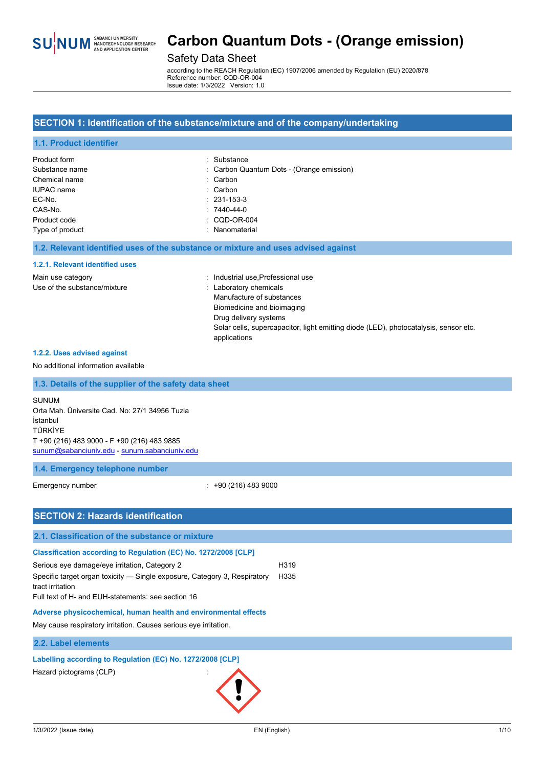# Carbon Quantum Dots - (Orange emission)

Safety Data Sheet

according to the REACH Regulation (EC) 1907/2006 amended by Regulation (EU) 2020/878
Reference number: CQD-OR-004
Issue date: 1/3/2022 Version: 1.0

## SECTION 1: Identification of the substance/mixture and of the company/undertaking

### 1.1. Product identifier

| | |
|---|---|
| Product form | : Substance |
| Substance name | : Carbon Quantum Dots - (Orange emission) |
| Chemical name | : Carbon |
| IUPAC name | : Carbon |
| EC-No. | : 231-153-3 |
| CAS-No. | : 7440-44-0 |
| Product code | : CQD-OR-004 |
| Type of product | : Nanomaterial |

### 1.2. Relevant identified uses of the substance or mixture and uses advised against

#### 1.2.1. Relevant identified uses

Main use category : Industrial use,Professional use

Use of the substance/mixture : Laboratory chemicals
Manufacture of substances
Biomedicine and bioimaging
Drug delivery systems
Solar cells, supercapacitor, light emitting diode (LED), photocatalysis, sensor etc. applications

#### 1.2.2. Uses advised against

No additional information available

### 1.3. Details of the supplier of the safety data sheet

SUNUM
Orta Mah. Üniversite Cad. No: 27/1 34956 Tuzla
İstanbul
TÜRKİYE
T +90 (216) 483 9000 - F +90 (216) 483 9885
sunum@sabanciuniv.edu - sunum.sabanciuniv.edu

### 1.4. Emergency telephone number

Emergency number : +90 (216) 483 9000

## SECTION 2: Hazards identification

### 2.1. Classification of the substance or mixture

#### Classification according to Regulation (EC) No. 1272/2008 [CLP]

| | |
|---|---|
| Serious eye damage/eye irritation, Category 2 | H319 |
| Specific target organ toxicity — Single exposure, Category 3, Respiratory tract irritation | H335 |

Full text of H- and EUH-statements: see section 16

#### Adverse physicochemical, human health and environmental effects

May cause respiratory irritation. Causes serious eye irritation.

### 2.2. Label elements

#### Labelling according to Regulation (EC) No. 1272/2008 [CLP]

Hazard pictograms (CLP) :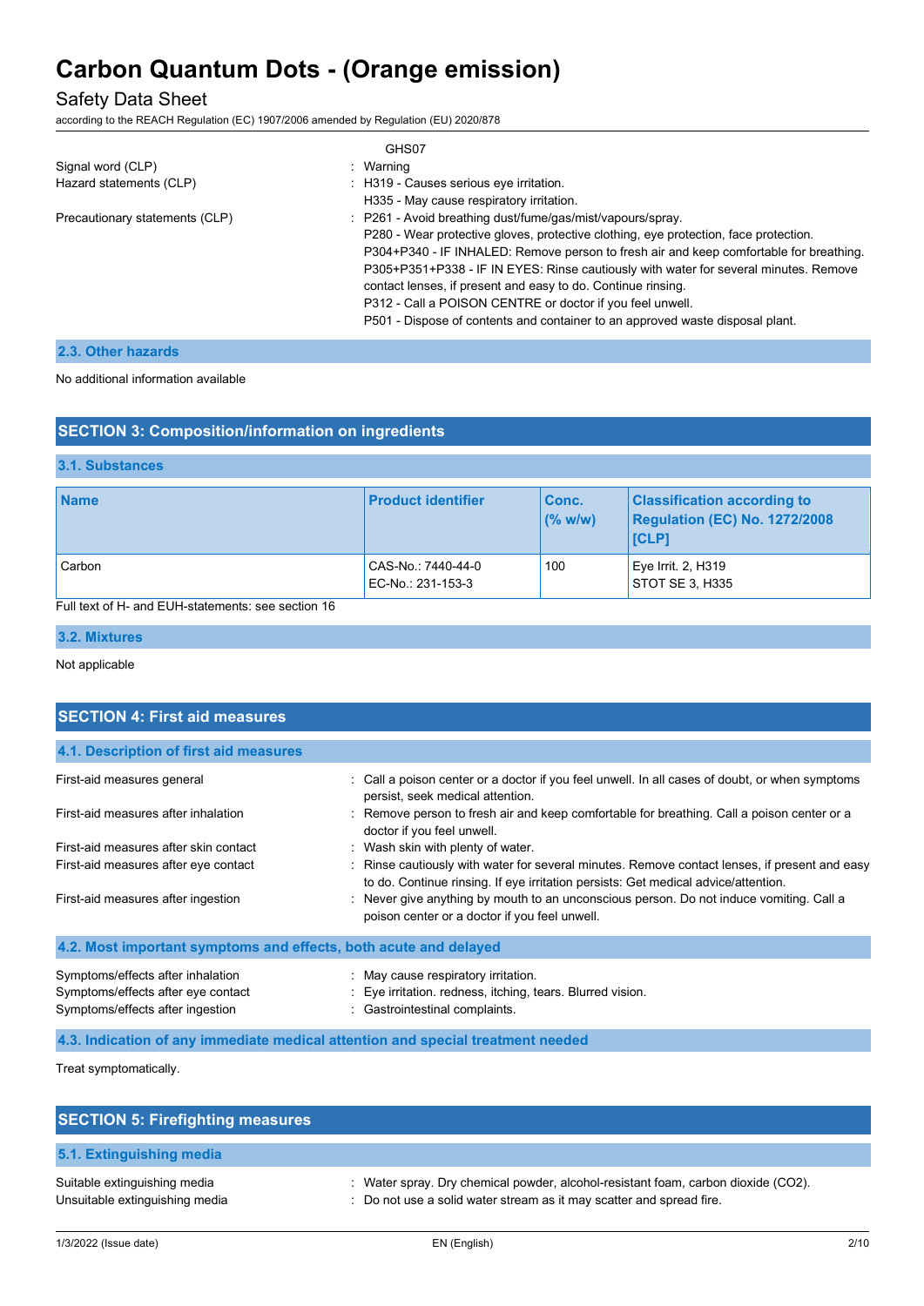GHS07

| | |
|---|---|
| Signal word (CLP) | : Warning |
| Hazard statements (CLP) | : H319 - Causes serious eye irritation.<br>H335 - May cause respiratory irritation. |
| Precautionary statements (CLP) | : P261 - Avoid breathing dust/fume/gas/mist/vapours/spray.<br>P280 - Wear protective gloves, protective clothing, eye protection, face protection.<br>P304+P340 - IF INHALED: Remove person to fresh air and keep comfortable for breathing.<br>P305+P351+P338 - IF IN EYES: Rinse cautiously with water for several minutes. Remove contact lenses, if present and easy to do. Continue rinsing.<br>P312 - Call a POISON CENTRE or doctor if you feel unwell.<br>P501 - Dispose of contents and container to an approved waste disposal plant. |

### 2.3. Other hazards

No additional information available

## SECTION 3: Composition/information on ingredients

### 3.1. Substances

| Name | Product identifier | Conc. (% w/w) | Classification according to Regulation (EC) No. 1272/2008 [CLP] |
|---|---|---|---|
| Carbon | CAS-No.: 7440-44-0<br>EC-No.: 231-153-3 | 100 | Eye Irrit. 2, H319<br>STOT SE 3, H335 |

Full text of H- and EUH-statements: see section 16

### 3.2. Mixtures

Not applicable

## SECTION 4: First aid measures

### 4.1. Description of first aid measures

| | |
|---|---|
| First-aid measures general | : Call a poison center or a doctor if you feel unwell. In all cases of doubt, or when symptoms persist, seek medical attention. |
| First-aid measures after inhalation | : Remove person to fresh air and keep comfortable for breathing. Call a poison center or a doctor if you feel unwell. |
| First-aid measures after skin contact | : Wash skin with plenty of water. |
| First-aid measures after eye contact | : Rinse cautiously with water for several minutes. Remove contact lenses, if present and easy to do. Continue rinsing. If eye irritation persists: Get medical advice/attention. |
| First-aid measures after ingestion | : Never give anything by mouth to an unconscious person. Do not induce vomiting. Call a poison center or a doctor if you feel unwell. |

### 4.2. Most important symptoms and effects, both acute and delayed

| | |
|---|---|
| Symptoms/effects after inhalation | : May cause respiratory irritation. |
| Symptoms/effects after eye contact | : Eye irritation. redness, itching, tears. Blurred vision. |
| Symptoms/effects after ingestion | : Gastrointestinal complaints. |

### 4.3. Indication of any immediate medical attention and special treatment needed

Treat symptomatically.

## SECTION 5: Firefighting measures

### 5.1. Extinguishing media

| | |
|---|---|
| Suitable extinguishing media | : Water spray. Dry chemical powder, alcohol-resistant foam, carbon dioxide ($CO_2$). |
| Unsuitable extinguishing media | : Do not use a solid water stream as it may scatter and spread fire. |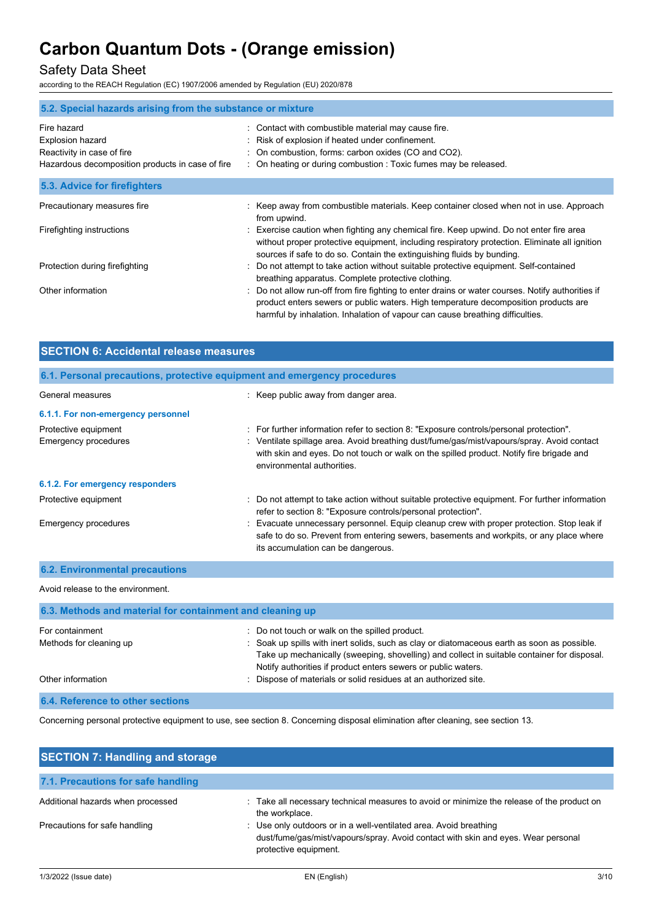### 5.2. Special hazards arising from the substance or mixture

| | |
|---|---|
| Fire hazard | : Contact with combustible material may cause fire. |
| Explosion hazard | : Risk of explosion if heated under confinement. |
| Reactivity in case of fire | : On combustion, forms: carbon oxides (CO and $CO_2$). |
| Hazardous decomposition products in case of fire | : On heating or during combustion : Toxic fumes may be released. |

### 5.3. Advice for firefighters

| | |
|---|---|
| Precautionary measures fire | : Keep away from combustible materials. Keep container closed when not in use. Approach from upwind. |
| Firefighting instructions | : Exercise caution when fighting any chemical fire. Keep upwind. Do not enter fire area without proper protective equipment, including respiratory protection. Eliminate all ignition sources if safe to do so. Contain the extinguishing fluids by bunding. |
| Protection during firefighting | : Do not attempt to take action without suitable protective equipment. Self-contained breathing apparatus. Complete protective clothing. |
| Other information | : Do not allow run-off from fire fighting to enter drains or water courses. Notify authorities if product enters sewers or public waters. High temperature decomposition products are harmful by inhalation. Inhalation of vapour can cause breathing difficulties. |

## SECTION 6: Accidental release measures

### 6.1. Personal precautions, protective equipment and emergency procedures

| | |
|---|---|
| General measures | : Keep public away from danger area. |

#### 6.1.1. For non-emergency personnel

| | |
|---|---|
| Protective equipment | : For further information refer to section 8: "Exposure controls/personal protection". |
| Emergency procedures | : Ventilate spillage area. Avoid breathing dust/fume/gas/mist/vapours/spray. Avoid contact with skin and eyes. Do not touch or walk on the spilled product. Notify fire brigade and environmental authorities. |

#### 6.1.2. For emergency responders

| | |
|---|---|
| Protective equipment | : Do not attempt to take action without suitable protective equipment. For further information refer to section 8: "Exposure controls/personal protection". |
| Emergency procedures | : Evacuate unnecessary personnel. Equip cleanup crew with proper protection. Stop leak if safe to do so. Prevent from entering sewers, basements and workpits, or any place where its accumulation can be dangerous. |

### 6.2. Environmental precautions

Avoid release to the environment.

### 6.3. Methods and material for containment and cleaning up

| | |
|---|---|
| For containment | : Do not touch or walk on the spilled product. |
| Methods for cleaning up | : Soak up spills with inert solids, such as clay or diatomaceous earth as soon as possible. Take up mechanically (sweeping, shovelling) and collect in suitable container for disposal. Notify authorities if product enters sewers or public waters. |
| Other information | : Dispose of materials or solid residues at an authorized site. |

### 6.4. Reference to other sections

Concerning personal protective equipment to use, see section 8. Concerning disposal elimination after cleaning, see section 13.

## SECTION 7: Handling and storage

### 7.1. Precautions for safe handling

| | |
|---|---|
| Additional hazards when processed | : Take all necessary technical measures to avoid or minimize the release of the product on the workplace. |
| Precautions for safe handling | : Use only outdoors or in a well-ventilated area. Avoid breathing dust/fume/gas/mist/vapours/spray. Avoid contact with skin and eyes. Wear personal protective equipment. |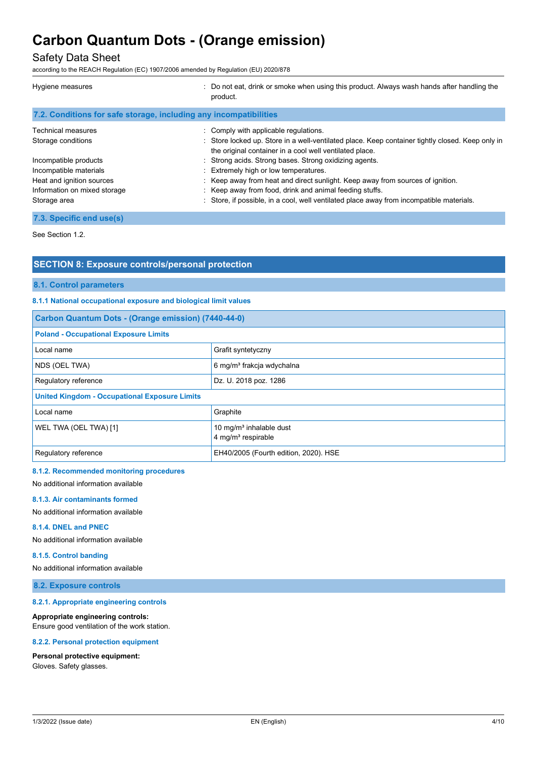| | |
|---|---|
| Hygiene measures | : Do not eat, drink or smoke when using this product. Always wash hands after handling the product. |

### 7.2. Conditions for safe storage, including any incompatibilities

| | |
|---|---|
| Technical measures | : Comply with applicable regulations. |
| Storage conditions | : Store locked up. Store in a well-ventilated place. Keep container tightly closed. Keep only in the original container in a cool well ventilated place. |
| Incompatible products | : Strong acids. Strong bases. Strong oxidizing agents. |
| Incompatible materials | : Extremely high or low temperatures. |
| Heat and ignition sources | : Keep away from heat and direct sunlight. Keep away from sources of ignition. |
| Information on mixed storage | : Keep away from food, drink and animal feeding stuffs. |
| Storage area | : Store, if possible, in a cool, well ventilated place away from incompatible materials. |

### 7.3. Specific end use(s)

See Section 1.2.

## SECTION 8: Exposure controls/personal protection

### 8.1. Control parameters

#### 8.1.1 National occupational exposure and biological limit values

| Carbon Quantum Dots - (Orange emission) (7440-44-0) | |
|---|---|
| **Poland - Occupational Exposure Limits** | |
| Local name | Grafit syntetyczny |
| NDS (OEL TWA) | 6 mg/m³ frakcja wdychalna |
| Regulatory reference | Dz. U. 2018 poz. 1286 |
| **United Kingdom - Occupational Exposure Limits** | |
| Local name | Graphite |
| WEL TWA (OEL TWA) [1] | 10 mg/m³ inhalable dust<br>4 mg/m³ respirable |
| Regulatory reference | EH40/2005 (Fourth edition, 2020). HSE |

#### 8.1.2. Recommended monitoring procedures

No additional information available

#### 8.1.3. Air contaminants formed

No additional information available

#### 8.1.4. DNEL and PNEC

No additional information available

#### 8.1.5. Control banding

No additional information available

### 8.2. Exposure controls

#### 8.2.1. Appropriate engineering controls

**Appropriate engineering controls:**
Ensure good ventilation of the work station.

#### 8.2.2. Personal protection equipment

**Personal protective equipment:**
Gloves. Safety glasses.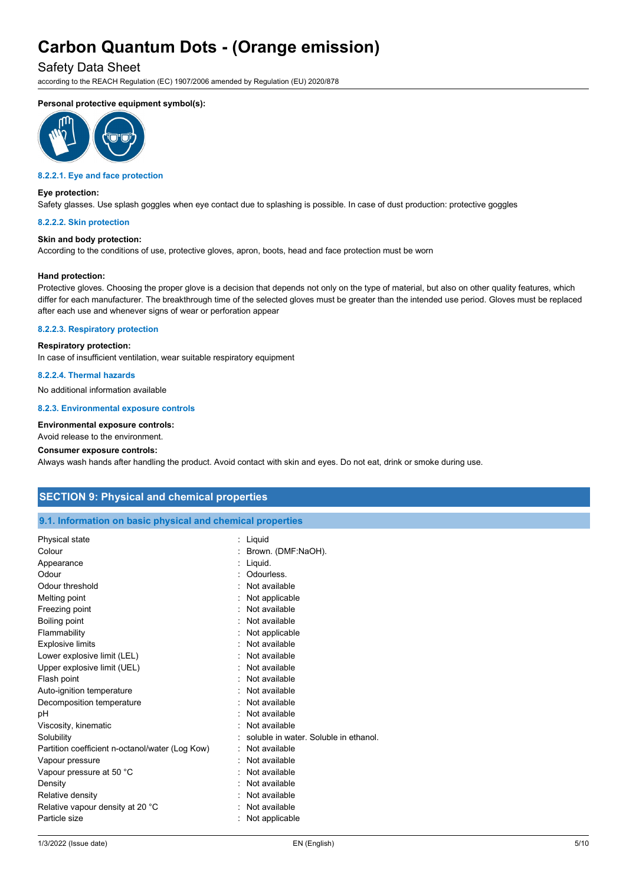**Personal protective equipment symbol(s):**

#### 8.2.2.1. Eye and face protection

**Eye protection:**

Safety glasses. Use splash goggles when eye contact due to splashing is possible. In case of dust production: protective goggles

#### 8.2.2.2. Skin protection

**Skin and body protection:**

According to the conditions of use, protective gloves, apron, boots, head and face protection must be worn

**Hand protection:**

Protective gloves. Choosing the proper glove is a decision that depends not only on the type of material, but also on other quality features, which differ for each manufacturer. The breakthrough time of the selected gloves must be greater than the intended use period. Gloves must be replaced after each use and whenever signs of wear or perforation appear

#### 8.2.2.3. Respiratory protection

**Respiratory protection:**

In case of insufficient ventilation, wear suitable respiratory equipment

#### 8.2.2.4. Thermal hazards

No additional information available

#### 8.2.3. Environmental exposure controls

**Environmental exposure controls:**

Avoid release to the environment.

**Consumer exposure controls:**

Always wash hands after handling the product. Avoid contact with skin and eyes. Do not eat, drink or smoke during use.

## SECTION 9: Physical and chemical properties

### 9.1. Information on basic physical and chemical properties

| Property | Value |
|---|---|
| Physical state | : Liquid |
| Colour | : Brown. (DMF:NaOH). |
| Appearance | : Liquid. |
| Odour | : Odourless. |
| Odour threshold | : Not available |
| Melting point | : Not applicable |
| Freezing point | : Not available |
| Boiling point | : Not available |
| Flammability | : Not applicable |
| Explosive limits | : Not available |
| Lower explosive limit (LEL) | : Not available |
| Upper explosive limit (UEL) | : Not available |
| Flash point | : Not available |
| Auto-ignition temperature | : Not available |
| Decomposition temperature | : Not available |
| pH | : Not available |
| Viscosity, kinematic | : Not available |
| Solubility | : soluble in water. Soluble in ethanol. |
| Partition coefficient n-octanol/water (Log Kow) | : Not available |
| Vapour pressure | : Not available |
| Vapour pressure at 50 °C | : Not available |
| Density | : Not available |
| Relative density | : Not available |
| Relative vapour density at 20 °C | : Not available |
| Particle size | : Not applicable |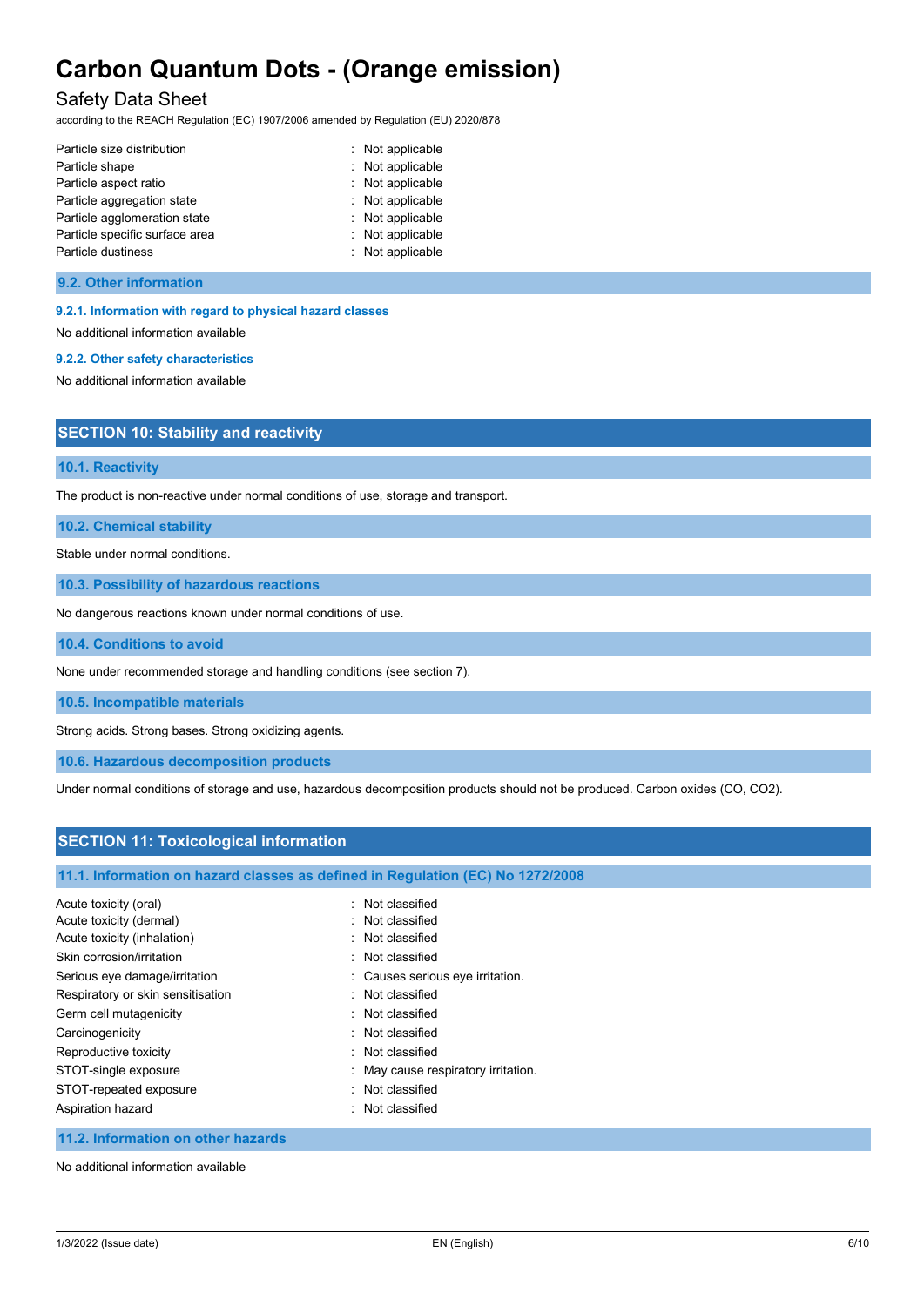| | |
|---|---|
| Particle size distribution | : Not applicable |
| Particle shape | : Not applicable |
| Particle aspect ratio | : Not applicable |
| Particle aggregation state | : Not applicable |
| Particle agglomeration state | : Not applicable |
| Particle specific surface area | : Not applicable |
| Particle dustiness | : Not applicable |

### 9.2. Other information

#### 9.2.1. Information with regard to physical hazard classes

No additional information available

#### 9.2.2. Other safety characteristics

No additional information available

## SECTION 10: Stability and reactivity

### 10.1. Reactivity

The product is non-reactive under normal conditions of use, storage and transport.

### 10.2. Chemical stability

Stable under normal conditions.

### 10.3. Possibility of hazardous reactions

No dangerous reactions known under normal conditions of use.

### 10.4. Conditions to avoid

None under recommended storage and handling conditions (see section 7).

### 10.5. Incompatible materials

Strong acids. Strong bases. Strong oxidizing agents.

### 10.6. Hazardous decomposition products

Under normal conditions of storage and use, hazardous decomposition products should not be produced. Carbon oxides (CO, $CO_2$).

## SECTION 11: Toxicological information

### 11.1. Information on hazard classes as defined in Regulation (EC) No 1272/2008

| | |
|---|---|
| Acute toxicity (oral) | : Not classified |
| Acute toxicity (dermal) | : Not classified |
| Acute toxicity (inhalation) | : Not classified |
| Skin corrosion/irritation | : Not classified |
| Serious eye damage/irritation | : Causes serious eye irritation. |
| Respiratory or skin sensitisation | : Not classified |
| Germ cell mutagenicity | : Not classified |
| Carcinogenicity | : Not classified |
| Reproductive toxicity | : Not classified |
| STOT-single exposure | : May cause respiratory irritation. |
| STOT-repeated exposure | : Not classified |
| Aspiration hazard | : Not classified |

### 11.2. Information on other hazards

No additional information available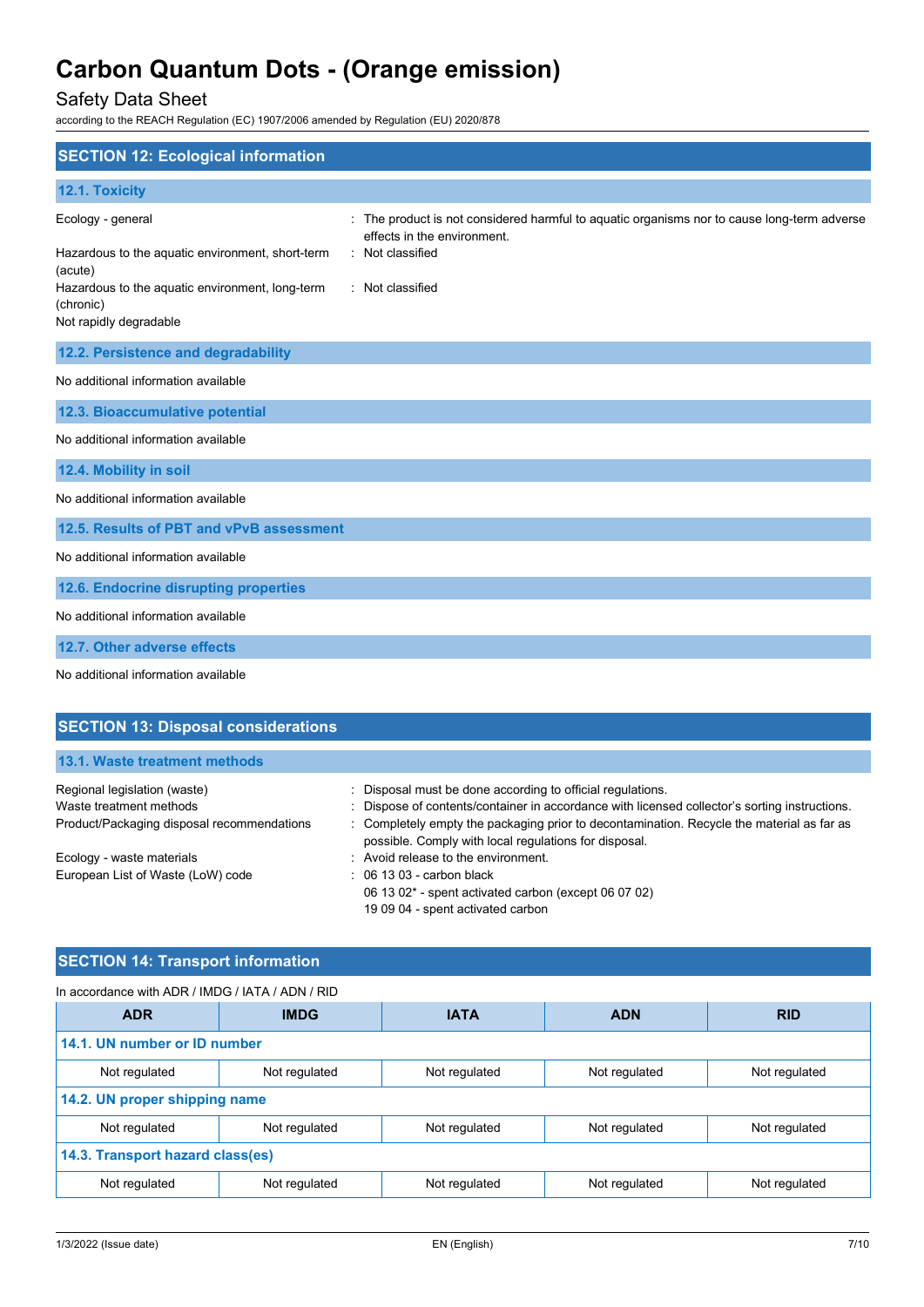## SECTION 12: Ecological information

### 12.1. Toxicity

| | |
|---|---|
| Ecology - general | : The product is not considered harmful to aquatic organisms nor to cause long-term adverse effects in the environment. |
| Hazardous to the aquatic environment, short-term (acute) | : Not classified |
| Hazardous to the aquatic environment, long-term (chronic) | : Not classified |

Not rapidly degradable

### 12.2. Persistence and degradability

No additional information available

### 12.3. Bioaccumulative potential

No additional information available

### 12.4. Mobility in soil

No additional information available

### 12.5. Results of PBT and vPvB assessment

No additional information available

### 12.6. Endocrine disrupting properties

No additional information available

### 12.7. Other adverse effects

No additional information available

## SECTION 13: Disposal considerations

### 13.1. Waste treatment methods

| | |
|---|---|
| Regional legislation (waste) | : Disposal must be done according to official regulations. |
| Waste treatment methods | : Dispose of contents/container in accordance with licensed collector's sorting instructions. |
| Product/Packaging disposal recommendations | : Completely empty the packaging prior to decontamination. Recycle the material as far as possible. Comply with local regulations for disposal. |
| Ecology - waste materials | : Avoid release to the environment. |
| European List of Waste (LoW) code | : 06 13 03 - carbon black<br>06 13 02* - spent activated carbon (except 06 07 02)<br>19 09 04 - spent activated carbon |

## SECTION 14: Transport information

In accordance with ADR / IMDG / IATA / ADN / RID

| ADR | IMDG | IATA | ADN | RID |
|---|---|---|---|---|
| **14.1. UN number or ID number** | | | | |
| Not regulated | Not regulated | Not regulated | Not regulated | Not regulated |
| **14.2. UN proper shipping name** | | | | |
| Not regulated | Not regulated | Not regulated | Not regulated | Not regulated |
| **14.3. Transport hazard class(es)** | | | | |
| Not regulated | Not regulated | Not regulated | Not regulated | Not regulated |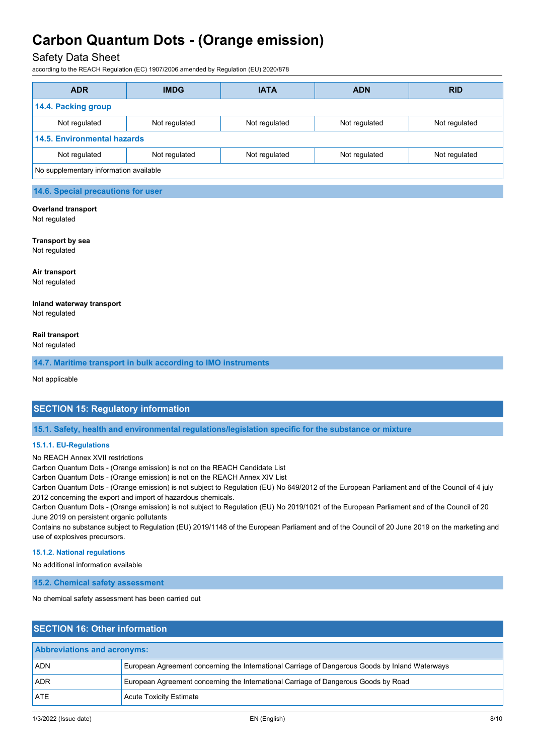| ADR | IMDG | IATA | ADN | RID |
|---|---|---|---|---|
| **14.4. Packing group** | | | | |
| Not regulated | Not regulated | Not regulated | Not regulated | Not regulated |
| **14.5. Environmental hazards** | | | | |
| Not regulated | Not regulated | Not regulated | Not regulated | Not regulated |
| No supplementary information available | | | | |

### 14.6. Special precautions for user

**Overland transport**
Not regulated

**Transport by sea**
Not regulated

**Air transport**
Not regulated

**Inland waterway transport**
Not regulated

**Rail transport**
Not regulated

### 14.7. Maritime transport in bulk according to IMO instruments

Not applicable

## SECTION 15: Regulatory information

### 15.1. Safety, health and environmental regulations/legislation specific for the substance or mixture

#### 15.1.1. EU-Regulations

No REACH Annex XVII restrictions
Carbon Quantum Dots - (Orange emission) is not on the REACH Candidate List
Carbon Quantum Dots - (Orange emission) is not on the REACH Annex XIV List
Carbon Quantum Dots - (Orange emission) is not subject to Regulation (EU) No 649/2012 of the European Parliament and of the Council of 4 july 2012 concerning the export and import of hazardous chemicals.
Carbon Quantum Dots - (Orange emission) is not subject to Regulation (EU) No 2019/1021 of the European Parliament and of the Council of 20 June 2019 on persistent organic pollutants
Contains no substance subject to Regulation (EU) 2019/1148 of the European Parliament and of the Council of 20 June 2019 on the marketing and use of explosives precursors.

#### 15.1.2. National regulations

No additional information available

### 15.2. Chemical safety assessment

No chemical safety assessment has been carried out

## SECTION 16: Other information

| Abbreviations and acronyms: | |
|---|---|
| ADN | European Agreement concerning the International Carriage of Dangerous Goods by Inland Waterways |
| ADR | European Agreement concerning the International Carriage of Dangerous Goods by Road |
| ATE | Acute Toxicity Estimate |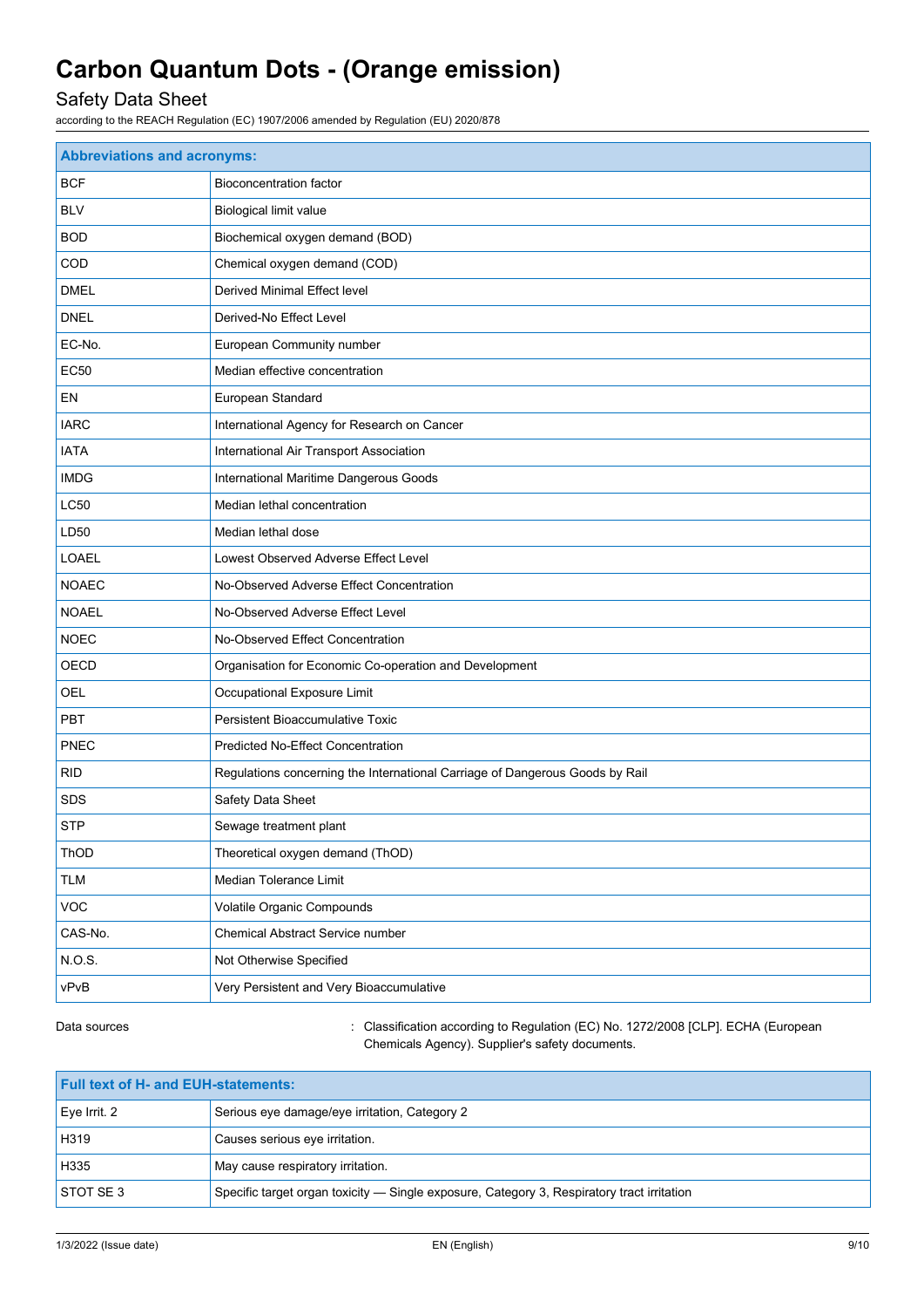| Abbreviations and acronyms: | |
|---|---|
| BCF | Bioconcentration factor |
| BLV | Biological limit value |
| BOD | Biochemical oxygen demand (BOD) |
| COD | Chemical oxygen demand (COD) |
| DMEL | Derived Minimal Effect level |
| DNEL | Derived-No Effect Level |
| EC-No. | European Community number |
| EC50 | Median effective concentration |
| EN | European Standard |
| IARC | International Agency for Research on Cancer |
| IATA | International Air Transport Association |
| IMDG | International Maritime Dangerous Goods |
| LC50 | Median lethal concentration |
| LD50 | Median lethal dose |
| LOAEL | Lowest Observed Adverse Effect Level |
| NOAEC | No-Observed Adverse Effect Concentration |
| NOAEL | No-Observed Adverse Effect Level |
| NOEC | No-Observed Effect Concentration |
| OECD | Organisation for Economic Co-operation and Development |
| OEL | Occupational Exposure Limit |
| PBT | Persistent Bioaccumulative Toxic |
| PNEC | Predicted No-Effect Concentration |
| RID | Regulations concerning the International Carriage of Dangerous Goods by Rail |
| SDS | Safety Data Sheet |
| STP | Sewage treatment plant |
| ThOD | Theoretical oxygen demand (ThOD) |
| TLM | Median Tolerance Limit |
| VOC | Volatile Organic Compounds |
| CAS-No. | Chemical Abstract Service number |
| N.O.S. | Not Otherwise Specified |
| vPvB | Very Persistent and Very Bioaccumulative |

Data sources : Classification according to Regulation (EC) No. 1272/2008 [CLP]. ECHA (European Chemicals Agency). Supplier's safety documents.

| Full text of H- and EUH-statements: | |
|---|---|
| Eye Irrit. 2 | Serious eye damage/eye irritation, Category 2 |
| H319 | Causes serious eye irritation. |
| H335 | May cause respiratory irritation. |
| STOT SE 3 | Specific target organ toxicity — Single exposure, Category 3, Respiratory tract irritation |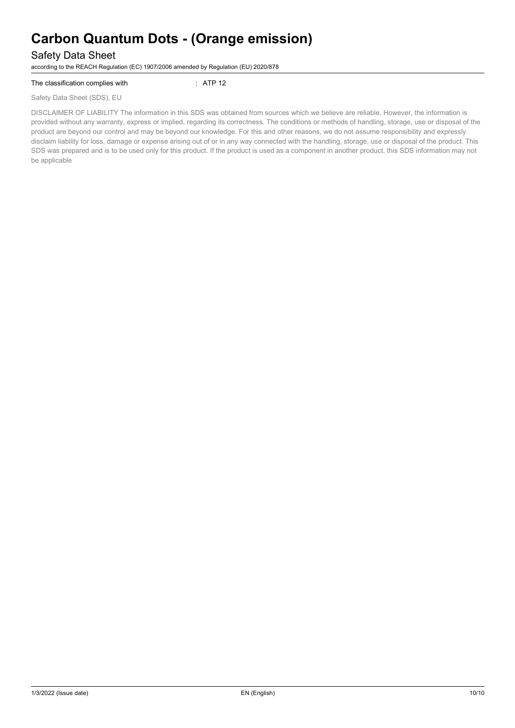The classification complies with : ATP 12

Safety Data Sheet (SDS), EU

DISCLAIMER OF LIABILITY The information in this SDS was obtained from sources which we believe are reliable. However, the information is provided without any warranty, express or implied, regarding its correctness. The conditions or methods of handling, storage, use or disposal of the product are beyond our control and may be beyond our knowledge. For this and other reasons, we do not assume responsibility and expressly disclaim liability for loss, damage or expense arising out of or in any way connected with the handling, storage, use or disposal of the product. This SDS was prepared and is to be used only for this product. If the product is used as a component in another product, this SDS information may not be applicable